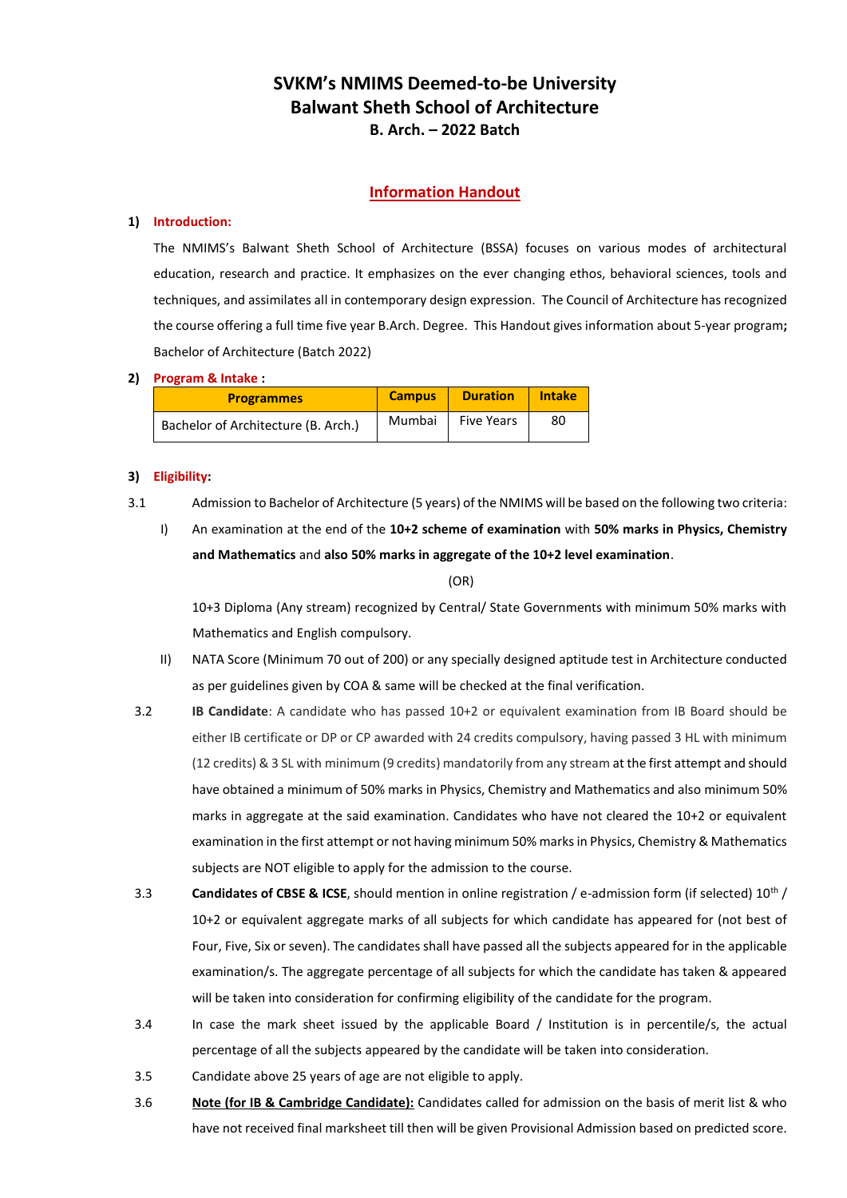# SVKM's NMIMS Deemed-to-be University
# Balwant Sheth School of Architecture
### B. Arch. – 2022 Batch

## Information Handout

**1) Introduction:**

The NMIMS's Balwant Sheth School of Architecture (BSSA) focuses on various modes of architectural education, research and practice. It emphasizes on the ever changing ethos, behavioral sciences, tools and techniques, and assimilates all in contemporary design expression. The Council of Architecture has recognized the course offering a full time five year B.Arch. Degree. This Handout gives information about 5-year program**;** Bachelor of Architecture (Batch 2022)

**2) Program & Intake :**

| Programmes | Campus | Duration | Intake |
|---|---|---|---|
| Bachelor of Architecture (B. Arch.) | Mumbai | Five Years | 80 |

**3) Eligibility:**

3.1 Admission to Bachelor of Architecture (5 years) of the NMIMS will be based on the following two criteria:

I) An examination at the end of the **10+2 scheme of examination** with **50% marks in Physics, Chemistry and Mathematics** and **also 50% marks in aggregate of the 10+2 level examination**.

(OR)

10+3 Diploma (Any stream) recognized by Central/ State Governments with minimum 50% marks with Mathematics and English compulsory.

II) NATA Score (Minimum 70 out of 200) or any specially designed aptitude test in Architecture conducted as per guidelines given by COA & same will be checked at the final verification.

3.2 **IB Candidate**: A candidate who has passed 10+2 or equivalent examination from IB Board should be either IB certificate or DP or CP awarded with 24 credits compulsory, having passed 3 HL with minimum (12 credits) & 3 SL with minimum (9 credits) mandatorily from any stream at the first attempt and should have obtained a minimum of 50% marks in Physics, Chemistry and Mathematics and also minimum 50% marks in aggregate at the said examination. Candidates who have not cleared the 10+2 or equivalent examination in the first attempt or not having minimum 50% marks in Physics, Chemistry & Mathematics subjects are NOT eligible to apply for the admission to the course.

3.3 **Candidates of CBSE & ICSE**, should mention in online registration / e-admission form (if selected) 10th / 10+2 or equivalent aggregate marks of all subjects for which candidate has appeared for (not best of Four, Five, Six or seven). The candidates shall have passed all the subjects appeared for in the applicable examination/s. The aggregate percentage of all subjects for which the candidate has taken & appeared will be taken into consideration for confirming eligibility of the candidate for the program.

3.4 In case the mark sheet issued by the applicable Board / Institution is in percentile/s, the actual percentage of all the subjects appeared by the candidate will be taken into consideration.

3.5 Candidate above 25 years of age are not eligible to apply.

3.6 **Note (for IB & Cambridge Candidate):** Candidates called for admission on the basis of merit list & who have not received final marksheet till then will be given Provisional Admission based on predicted score.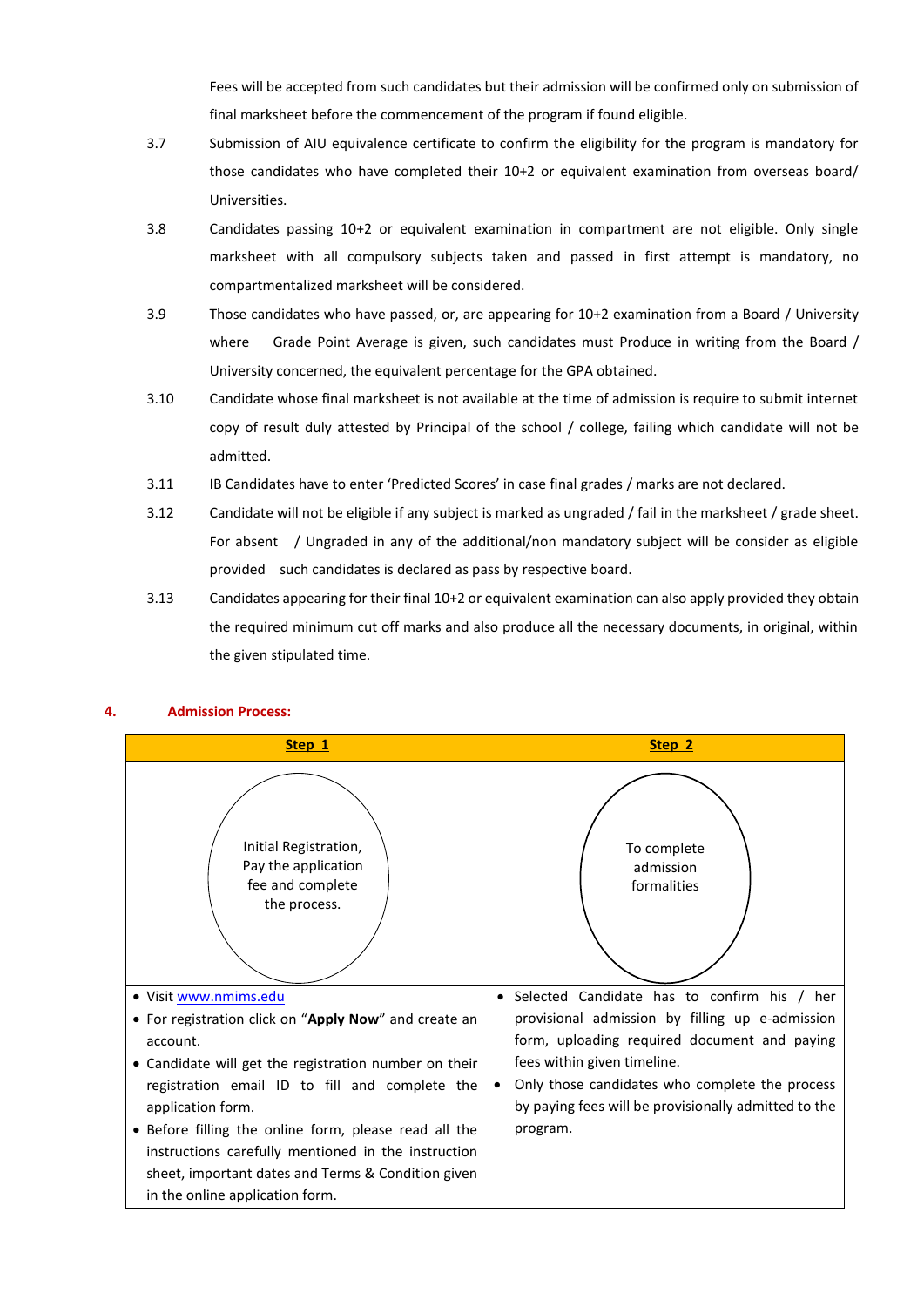Fees will be accepted from such candidates but their admission will be confirmed only on submission of final marksheet before the commencement of the program if found eligible.

3.7 Submission of AIU equivalence certificate to confirm the eligibility for the program is mandatory for those candidates who have completed their 10+2 or equivalent examination from overseas board/ Universities.

3.8 Candidates passing 10+2 or equivalent examination in compartment are not eligible. Only single marksheet with all compulsory subjects taken and passed in first attempt is mandatory, no compartmentalized marksheet will be considered.

3.9 Those candidates who have passed, or, are appearing for 10+2 examination from a Board / University where Grade Point Average is given, such candidates must Produce in writing from the Board / University concerned, the equivalent percentage for the GPA obtained.

3.10 Candidate whose final marksheet is not available at the time of admission is require to submit internet copy of result duly attested by Principal of the school / college, failing which candidate will not be admitted.

3.11 IB Candidates have to enter 'Predicted Scores' in case final grades / marks are not declared.

3.12 Candidate will not be eligible if any subject is marked as ungraded / fail in the marksheet / grade sheet. For absent / Ungraded in any of the additional/non mandatory subject will be consider as eligible provided such candidates is declared as pass by respective board.

3.13 Candidates appearing for their final 10+2 or equivalent examination can also apply provided they obtain the required minimum cut off marks and also produce all the necessary documents, in original, within the given stipulated time.

## 4. Admission Process:

| **Step 1** | **Step 2** |
| --- | --- |
| Initial Registration, Pay the application fee and complete the process. | To complete admission formalities |
| • Visit www.nmims.edu<br>• For registration click on "**Apply Now**" and create an account.<br>• Candidate will get the registration number on their registration email ID to fill and complete the application form.<br>• Before filling the online form, please read all the instructions carefully mentioned in the instruction sheet, important dates and Terms & Condition given in the online application form. | • Selected Candidate has to confirm his / her provisional admission by filling up e-admission form, uploading required document and paying fees within given timeline.<br>• Only those candidates who complete the process by paying fees will be provisionally admitted to the program. |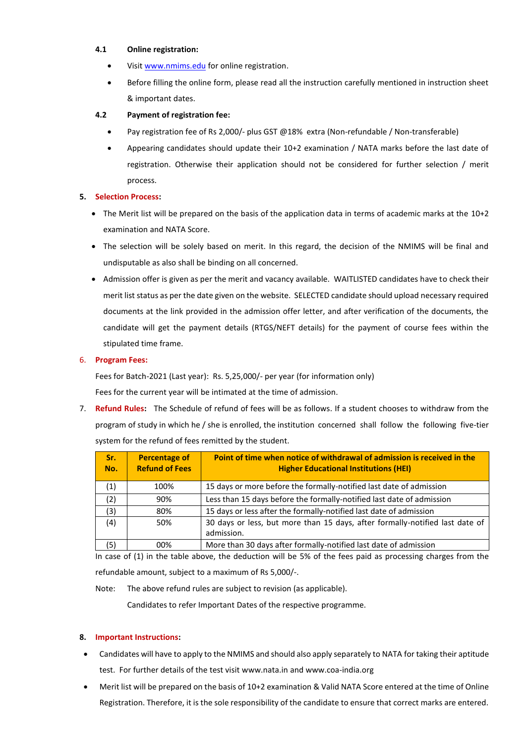**4.1 Online registration:**

- Visit [www.nmims.edu](www.nmims.edu) for online registration.
- Before filling the online form, please read all the instruction carefully mentioned in instruction sheet & important dates.

**4.2 Payment of registration fee:**

- Pay registration fee of Rs 2,000/- plus GST @18% extra (Non-refundable / Non-transferable)
- Appearing candidates should update their 10+2 examination / NATA marks before the last date of registration. Otherwise their application should not be considered for further selection / merit process.

## 5. Selection Process:

- The Merit list will be prepared on the basis of the application data in terms of academic marks at the 10+2 examination and NATA Score.
- The selection will be solely based on merit. In this regard, the decision of the NMIMS will be final and undisputable as also shall be binding on all concerned.
- Admission offer is given as per the merit and vacancy available. WAITLISTED candidates have to check their merit list status as per the date given on the website. SELECTED candidate should upload necessary required documents at the link provided in the admission offer letter, and after verification of the documents, the candidate will get the payment details (RTGS/NEFT details) for the payment of course fees within the stipulated time frame.

## 6. Program Fees:

Fees for Batch-2021 (Last year): Rs. 5,25,000/- per year (for information only)

Fees for the current year will be intimated at the time of admission.

## 7. Refund Rules:

The Schedule of refund of fees will be as follows. If a student chooses to withdraw from the program of study in which he / she is enrolled, the institution concerned shall follow the following five-tier system for the refund of fees remitted by the student.

| Sr. No. | Percentage of Refund of Fees | Point of time when notice of withdrawal of admission is received in the Higher Educational Institutions (HEI) |
|---|---|---|
| (1) | 100% | 15 days or more before the formally-notified last date of admission |
| (2) | 90% | Less than 15 days before the formally-notified last date of admission |
| (3) | 80% | 15 days or less after the formally-notified last date of admission |
| (4) | 50% | 30 days or less, but more than 15 days, after formally-notified last date of admission. |
| (5) | 00% | More than 30 days after formally-notified last date of admission |

In case of (1) in the table above, the deduction will be 5% of the fees paid as processing charges from the refundable amount, subject to a maximum of Rs 5,000/-.

Note: The above refund rules are subject to revision (as applicable).

Candidates to refer Important Dates of the respective programme.

## 8. Important Instructions:

- Candidates will have to apply to the NMIMS and should also apply separately to NATA for taking their aptitude test. For further details of the test visit www.nata.in and www.coa-india.org
- Merit list will be prepared on the basis of 10+2 examination & Valid NATA Score entered at the time of Online Registration. Therefore, it is the sole responsibility of the candidate to ensure that correct marks are entered.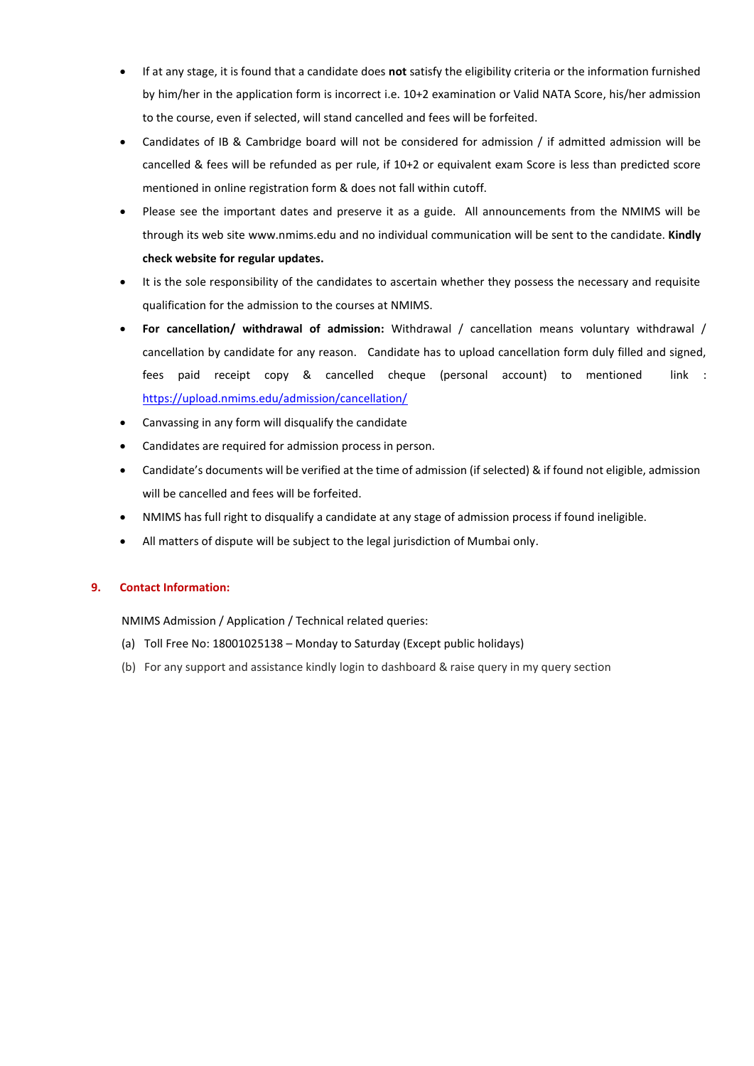- If at any stage, it is found that a candidate does **not** satisfy the eligibility criteria or the information furnished by him/her in the application form is incorrect i.e. 10+2 examination or Valid NATA Score, his/her admission to the course, even if selected, will stand cancelled and fees will be forfeited.
- Candidates of IB & Cambridge board will not be considered for admission / if admitted admission will be cancelled & fees will be refunded as per rule, if 10+2 or equivalent exam Score is less than predicted score mentioned in online registration form & does not fall within cutoff.
- Please see the important dates and preserve it as a guide. All announcements from the NMIMS will be through its web site www.nmims.edu and no individual communication will be sent to the candidate. **Kindly check website for regular updates.**
- It is the sole responsibility of the candidates to ascertain whether they possess the necessary and requisite qualification for the admission to the courses at NMIMS.
- **For cancellation/ withdrawal of admission:** Withdrawal / cancellation means voluntary withdrawal / cancellation by candidate for any reason. Candidate has to upload cancellation form duly filled and signed, fees paid receipt copy & cancelled cheque (personal account) to mentioned link : [https://upload.nmims.edu/admission/cancellation/](https://upload.nmims.edu/admission/cancellation/)
- Canvassing in any form will disqualify the candidate
- Candidates are required for admission process in person.
- Candidate's documents will be verified at the time of admission (if selected) & if found not eligible, admission will be cancelled and fees will be forfeited.
- NMIMS has full right to disqualify a candidate at any stage of admission process if found ineligible.
- All matters of dispute will be subject to the legal jurisdiction of Mumbai only.

## 9. Contact Information:

NMIMS Admission / Application / Technical related queries:

(a) Toll Free No: 18001025138 – Monday to Saturday (Except public holidays)

(b) For any support and assistance kindly login to dashboard & raise query in my query section